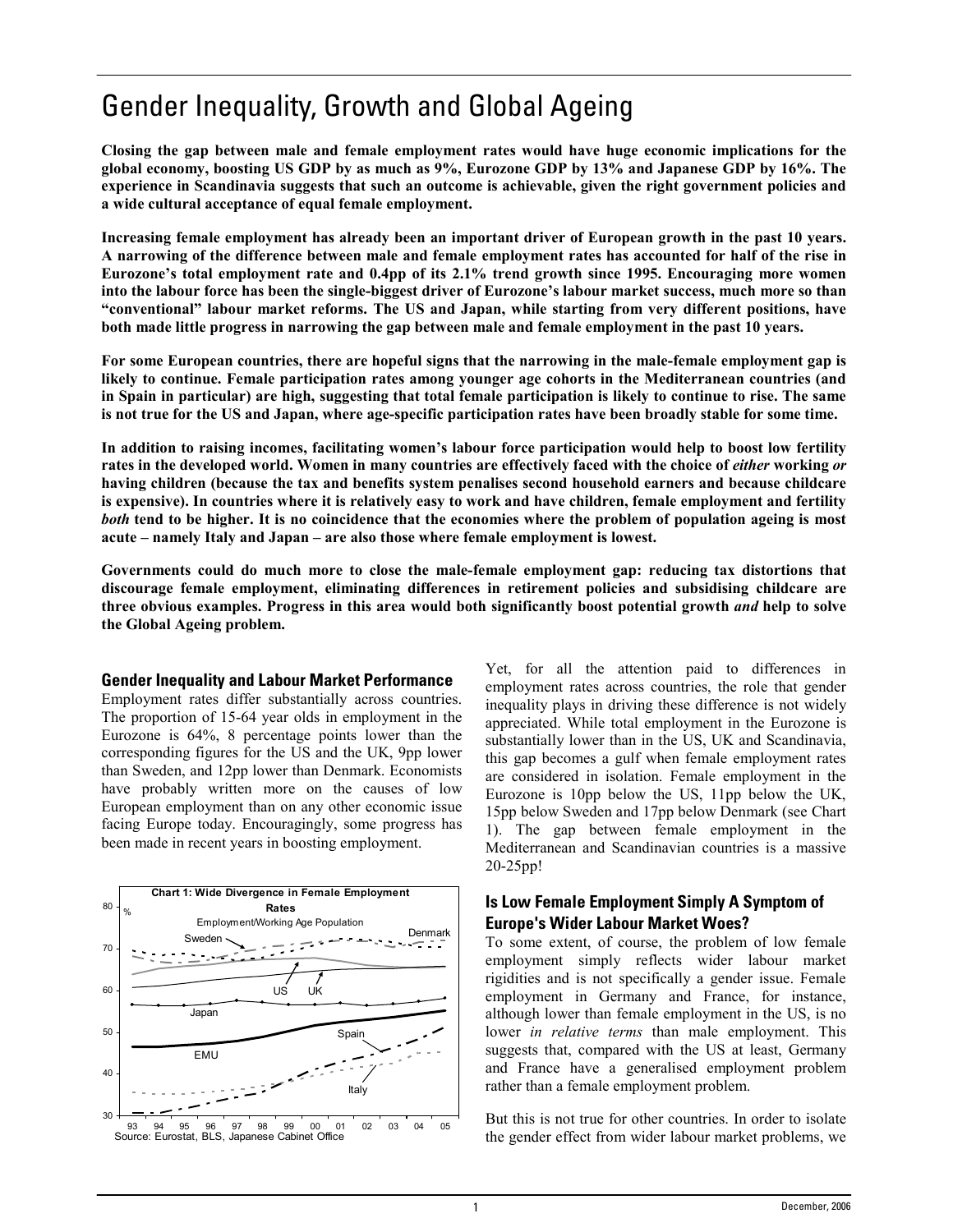# Gender Inequality, Growth and Global Ageing

**Closing the gap between male and female employment rates would have huge economic implications for the global economy, boosting US GDP by as much as 9%, Eurozone GDP by 13% and Japanese GDP by 16%. The experience in Scandinavia suggests that such an outcome is achievable, given the right government policies and a wide cultural acceptance of equal female employment.**

**Increasing female employment has already been an important driver of European growth in the past 10 years. A narrowing of the difference between male and female employment rates has accounted for half of the rise in Eurozone's total employment rate and 0.4pp of its 2.1% trend growth since 1995. Encouraging more women into the labour force has been the single-biggest driver of Eurozone's labour market success, much more so than "conventional" labour market reforms. The US and Japan, while starting from very different positions, have both made little progress in narrowing the gap between male and female employment in the past 10 years.**

**For some European countries, there are hopeful signs that the narrowing in the male-female employment gap is likely to continue. Female participation rates among younger age cohorts in the Mediterranean countries (and in Spain in particular) are high, suggesting that total female participation is likely to continue to rise. The same is not true for the US and Japan, where age-specific participation rates have been broadly stable for some time.**

**In addition to raising incomes, facilitating women's labour force participation would help to boost low fertility rates in the developed world. Women in many countries are effectively faced with the choice of *either* working *or* having children (because the tax and benefits system penalises second household earners and because childcare is expensive). In countries where it is relatively easy to work and have children, female employment and fertility *both* tend to be higher. It is no coincidence that the economies where the problem of population ageing is most acute – namely Italy and Japan – are also those where female employment is lowest.**

**Governments could do much more to close the male-female employment gap: reducing tax distortions that discourage female employment, eliminating differences in retirement policies and subsidising childcare are three obvious examples. Progress in this area would both significantly boost potential growth *and* help to solve the Global Ageing problem.**

## Gender Inequality and Labour Market Performance

Employment rates differ substantially across countries. The proportion of 15-64 year olds in employment in the Eurozone is 64%, 8 percentage points lower than the corresponding figures for the US and the UK, 9pp lower than Sweden, and 12pp lower than Denmark. Economists have probably written more on the causes of low European employment than on any other economic issue facing Europe today. Encouragingly, some progress has been made in recent years in boosting employment.

**Chart 1: Wide Divergence in Female Employment Rates**

Employment/Working Age Population (%)

Source: Eurostat, BLS, Japanese Cabinet Office

Yet, for all the attention paid to differences in employment rates across countries, the role that gender inequality plays in driving these difference is not widely appreciated. While total employment in the Eurozone is substantially lower than in the US, UK and Scandinavia, this gap becomes a gulf when female employment rates are considered in isolation. Female employment in the Eurozone is 10pp below the US, 11pp below the UK, 15pp below Sweden and 17pp below Denmark (see Chart 1). The gap between female employment in the Mediterranean and Scandinavian countries is a massive 20-25pp!

## Is Low Female Employment Simply A Symptom of Europe's Wider Labour Market Woes?

To some extent, of course, the problem of low female employment simply reflects wider labour market rigidities and is not specifically a gender issue. Female employment in Germany and France, for instance, although lower than female employment in the US, is no lower *in relative terms* than male employment. This suggests that, compared with the US at least, Germany and France have a generalised employment problem rather than a female employment problem.

But this is not true for other countries. In order to isolate the gender effect from wider labour market problems, we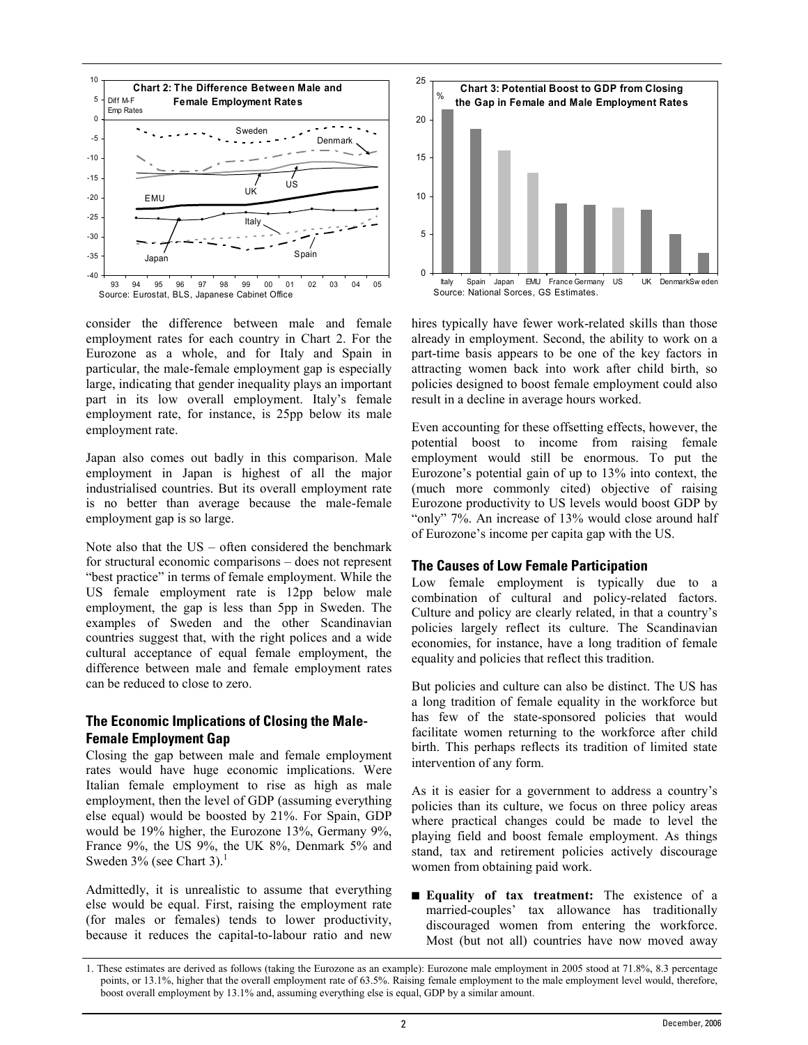**Chart 2: The Difference Between Male and Female Employment Rates**

Source: Eurostat, BLS, Japanese Cabinet Office

**Chart 3: Potential Boost to GDP from Closing the Gap in Female and Male Employment Rates**

Source: National Sorces, GS Estimates.

consider the difference between male and female employment rates for each country in Chart 2. For the Eurozone as a whole, and for Italy and Spain in particular, the male-female employment gap is especially large, indicating that gender inequality plays an important part in its low overall employment. Italy's female employment rate, for instance, is 25pp below its male employment rate.

Japan also comes out badly in this comparison. Male employment in Japan is highest of all the major industrialised countries. But its overall employment rate is no better than average because the male-female employment gap is so large.

Note also that the US – often considered the benchmark for structural economic comparisons – does not represent "best practice" in terms of female employment. While the US female employment rate is 12pp below male employment, the gap is less than 5pp in Sweden. The examples of Sweden and the other Scandinavian countries suggest that, with the right polices and a wide cultural acceptance of equal female employment, the difference between male and female employment rates can be reduced to close to zero.

## The Economic Implications of Closing the Male-Female Employment Gap

Closing the gap between male and female employment rates would have huge economic implications. Were Italian female employment to rise as high as male employment, then the level of GDP (assuming everything else equal) would be boosted by 21%. For Spain, GDP would be 19% higher, the Eurozone 13%, Germany 9%, France 9%, the US 9%, the UK 8%, Denmark 5% and Sweden 3% (see Chart 3).[1]

Admittedly, it is unrealistic to assume that everything else would be equal. First, raising the employment rate (for males or females) tends to lower productivity, because it reduces the capital-to-labour ratio and new hires typically have fewer work-related skills than those already in employment. Second, the ability to work on a part-time basis appears to be one of the key factors in attracting women back into work after child birth, so policies designed to boost female employment could also result in a decline in average hours worked.

Even accounting for these offsetting effects, however, the potential boost to income from raising female employment would still be enormous. To put the Eurozone's potential gain of up to 13% into context, the (much more commonly cited) objective of raising Eurozone productivity to US levels would boost GDP by "only" 7%. An increase of 13% would close around half of Eurozone's income per capita gap with the US.

## The Causes of Low Female Participation

Low female employment is typically due to a combination of cultural and policy-related factors. Culture and policy are clearly related, in that a country's policies largely reflect its culture. The Scandinavian economies, for instance, have a long tradition of female equality and policies that reflect this tradition.

But policies and culture can also be distinct. The US has a long tradition of female equality in the workforce but has few of the state-sponsored policies that would facilitate women returning to the workforce after child birth. This perhaps reflects its tradition of limited state intervention of any form.

As it is easier for a government to address a country's policies than its culture, we focus on three policy areas where practical changes could be made to level the playing field and boost female employment. As things stand, tax and retirement policies actively discourage women from obtaining paid work.

- **Equality of tax treatment:** The existence of a married-couples' tax allowance has traditionally discouraged women from entering the workforce. Most (but not all) countries have now moved away

1. These estimates are derived as follows (taking the Eurozone as an example): Eurozone male employment in 2005 stood at 71.8%, 8.3 percentage points, or 13.1%, higher that the overall employment rate of 63.5%. Raising female employment to the male employment level would, therefore, boost overall employment by 13.1% and, assuming everything else is equal, GDP by a similar amount.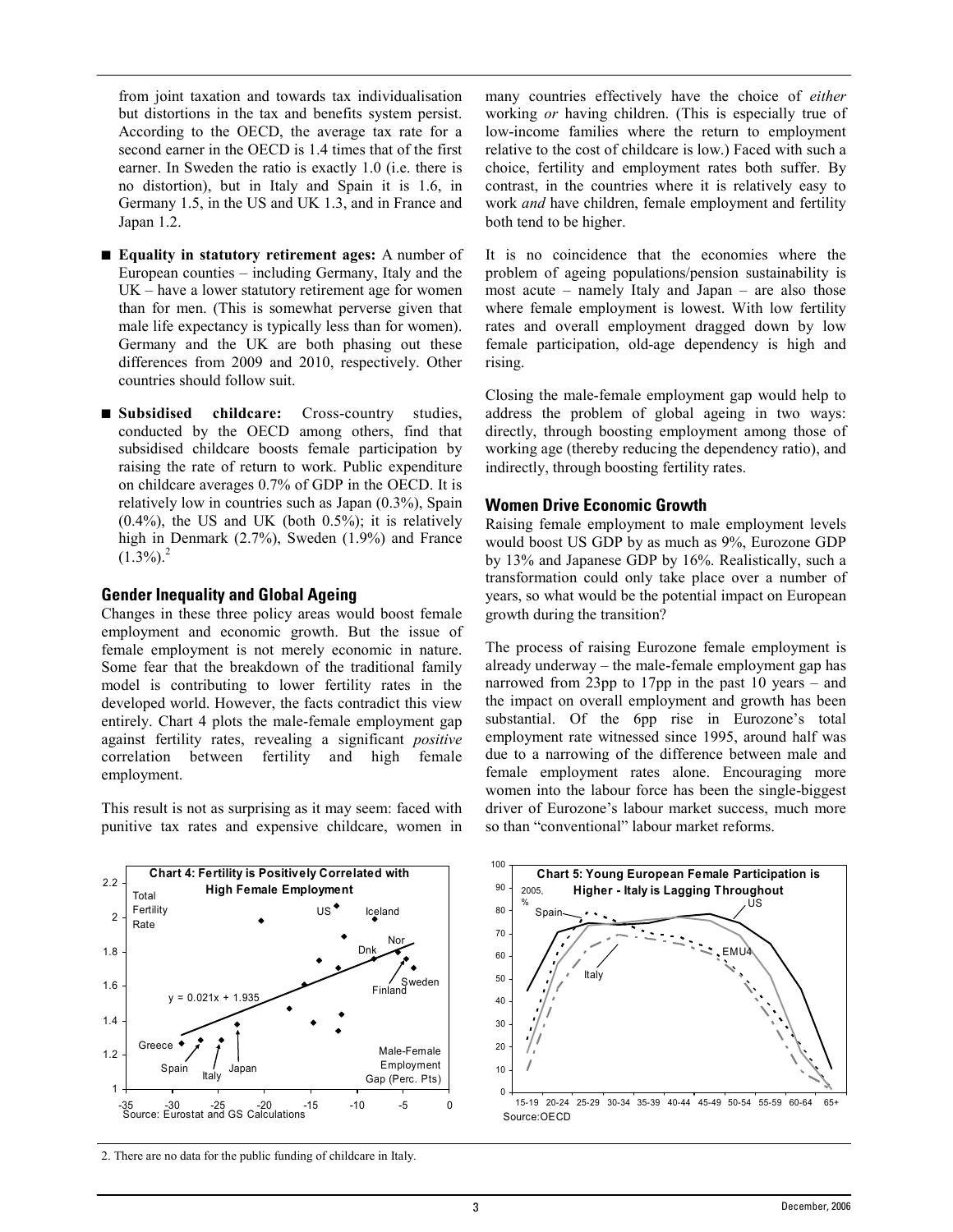from joint taxation and towards tax individualisation but distortions in the tax and benefits system persist. According to the OECD, the average tax rate for a second earner in the OECD is 1.4 times that of the first earner. In Sweden the ratio is exactly 1.0 (i.e. there is no distortion), but in Italy and Spain it is 1.6, in Germany 1.5, in the US and UK 1.3, and in France and Japan 1.2.

- **Equality in statutory retirement ages:** A number of European counties – including Germany, Italy and the UK – have a lower statutory retirement age for women than for men. (This is somewhat perverse given that male life expectancy is typically less than for women). Germany and the UK are both phasing out these differences from 2009 and 2010, respectively. Other countries should follow suit.

- **Subsidised childcare:** Cross-country studies, conducted by the OECD among others, find that subsidised childcare boosts female participation by raising the rate of return to work. Public expenditure on childcare averages 0.7% of GDP in the OECD. It is relatively low in countries such as Japan (0.3%), Spain (0.4%), the US and UK (both 0.5%); it is relatively high in Denmark (2.7%), Sweden (1.9%) and France (1.3%).[2]

## Gender Inequality and Global Ageing

Changes in these three policy areas would boost female employment and economic growth. But the issue of female employment is not merely economic in nature. Some fear that the breakdown of the traditional family model is contributing to lower fertility rates in the developed world. However, the facts contradict this view entirely. Chart 4 plots the male-female employment gap against fertility rates, revealing a significant *positive* correlation between fertility and high female employment.

This result is not as surprising as it may seem: faced with punitive tax rates and expensive childcare, women in many countries effectively have the choice of *either* working *or* having children. (This is especially true of low-income families where the return to employment relative to the cost of childcare is low.) Faced with such a choice, fertility and employment rates both suffer. By contrast, in the countries where it is relatively easy to work *and* have children, female employment and fertility both tend to be higher.

It is no coincidence that the economies where the problem of ageing populations/pension sustainability is most acute – namely Italy and Japan – are also those where female employment is lowest. With low fertility rates and overall employment dragged down by low female participation, old-age dependency is high and rising.

Closing the male-female employment gap would help to address the problem of global ageing in two ways: directly, through boosting employment among those of working age (thereby reducing the dependency ratio), and indirectly, through boosting fertility rates.

## Women Drive Economic Growth

Raising female employment to male employment levels would boost US GDP by as much as 9%, Eurozone GDP by 13% and Japanese GDP by 16%. Realistically, such a transformation could only take place over a number of years, so what would be the potential impact on European growth during the transition?

The process of raising Eurozone female employment is already underway – the male-female employment gap has narrowed from 23pp to 17pp in the past 10 years – and the impact on overall employment and growth has been substantial. Of the 6pp rise in Eurozone's total employment rate witnessed since 1995, around half was due to a narrowing of the difference between male and female employment rates alone. Encouraging more women into the labour force has been the single-biggest driver of Eurozone's labour market success, much more so than "conventional" labour market reforms.

**Chart 4: Fertility is Positively Correlated with High Female Employment**

Source: Eurostat and GS Calculations

**Chart 5: Young European Female Participation is Higher - Italy is Lagging Throughout**

Source: OECD

2. There are no data for the public funding of childcare in Italy.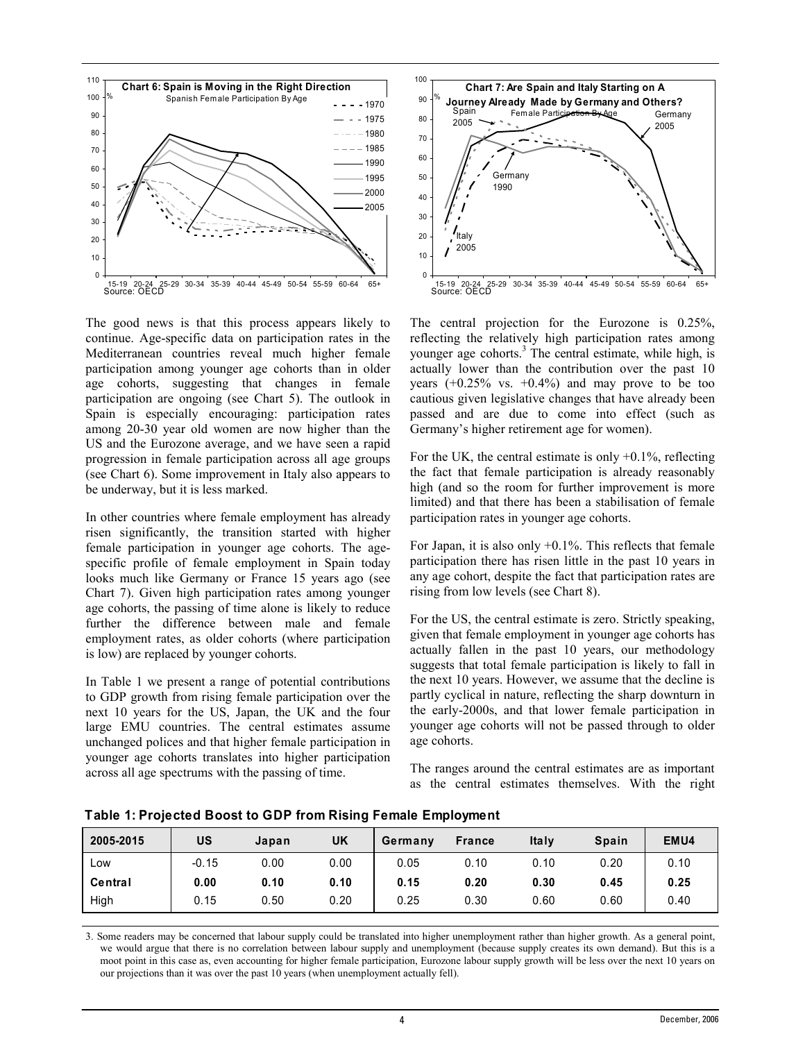**Chart 6: Spain is Moving in the Right Direction**

Spanish Female Participation By Age

Source: OECD

**Chart 7: Are Spain and Italy Starting on A Journey Already Made by Germany and Others?**

Female Participation By Age

Source: OECD

The good news is that this process appears likely to continue. Age-specific data on participation rates in the Mediterranean countries reveal much higher female participation among younger age cohorts than in older age cohorts, suggesting that changes in female participation are ongoing (see Chart 5). The outlook in Spain is especially encouraging: participation rates among 20-30 year old women are now higher than the US and the Eurozone average, and we have seen a rapid progression in female participation across all age groups (see Chart 6). Some improvement in Italy also appears to be underway, but it is less marked.

In other countries where female employment has already risen significantly, the transition started with higher female participation in younger age cohorts. The age-specific profile of female employment in Spain today looks much like Germany or France 15 years ago (see Chart 7). Given high participation rates among younger age cohorts, the passing of time alone is likely to reduce further the difference between male and female employment rates, as older cohorts (where participation is low) are replaced by younger cohorts.

In Table 1 we present a range of potential contributions to GDP growth from rising female participation over the next 10 years for the US, Japan, the UK and the four large EMU countries. The central estimates assume unchanged polices and that higher female participation in younger age cohorts translates into higher participation across all age spectrums with the passing of time.

The central projection for the Eurozone is 0.25%, reflecting the relatively high participation rates among younger age cohorts.[3] The central estimate, while high, is actually lower than the contribution over the past 10 years (+0.25% vs. +0.4%) and may prove to be too cautious given legislative changes that have already been passed and are due to come into effect (such as Germany's higher retirement age for women).

For the UK, the central estimate is only +0.1%, reflecting the fact that female participation is already reasonably high (and so the room for further improvement is more limited) and that there has been a stabilisation of female participation rates in younger age cohorts.

For Japan, it is also only +0.1%. This reflects that female participation there has risen little in the past 10 years in any age cohort, despite the fact that participation rates are rising from low levels (see Chart 8).

For the US, the central estimate is zero. Strictly speaking, given that female employment in younger age cohorts has actually fallen in the past 10 years, our methodology suggests that total female participation is likely to fall in the next 10 years. However, we assume that the decline is partly cyclical in nature, reflecting the sharp downturn in the early-2000s, and that lower female participation in younger age cohorts will not be passed through to older age cohorts.

The ranges around the central estimates are as important as the central estimates themselves. With the right

**Table 1: Projected Boost to GDP from Rising Female Employment**

| 2005-2015 | US | Japan | UK | Germany | France | Italy | Spain | EMU4 |
|---|---|---|---|---|---|---|---|---|
| Low | -0.15 | 0.00 | 0.00 | 0.05 | 0.10 | 0.10 | 0.20 | 0.10 |
| **Central** | **0.00** | **0.10** | **0.10** | **0.15** | **0.20** | **0.30** | **0.45** | **0.25** |
| High | 0.15 | 0.50 | 0.20 | 0.25 | 0.30 | 0.60 | 0.60 | 0.40 |

3. Some readers may be concerned that labour supply could be translated into higher unemployment rather than higher growth. As a general point, we would argue that there is no correlation between labour supply and unemployment (because supply creates its own demand). But this is a moot point in this case as, even accounting for higher female participation, Eurozone labour supply growth will be less over the next 10 years on our projections than it was over the past 10 years (when unemployment actually fell).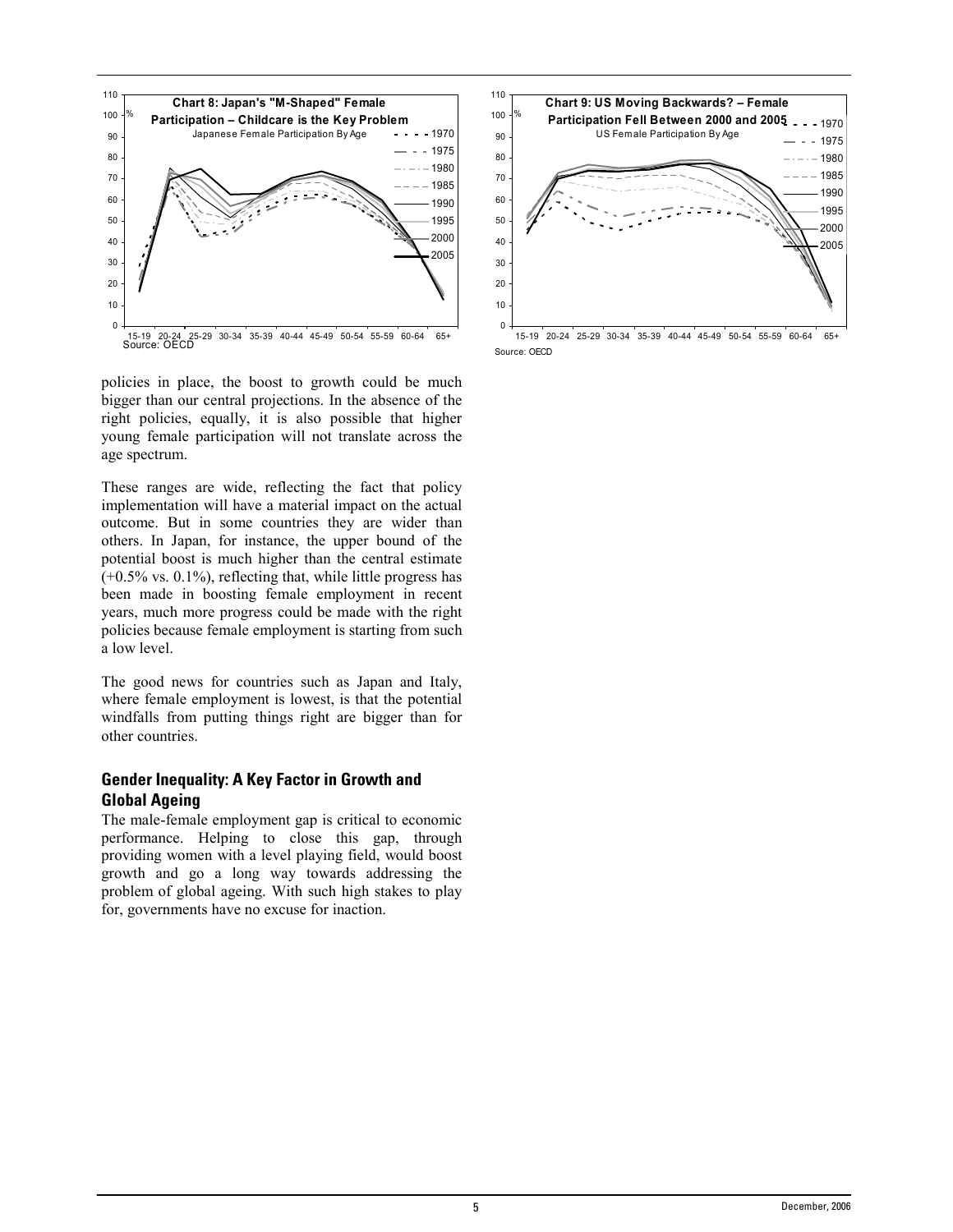**Chart 8: Japan's "M-Shaped" Female Participation – Childcare is the Key Problem**

Japanese Female Participation By Age

%

110
100
90
80
70
60
50
40
30
20
10
0

15-19 20-24 25-29 30-34 35-39 40-44 45-49 50-54 55-59 60-64 65+

1970
1975
1980
1985
1990
1995
2000
2005

Source: OECD

**Chart 9: US Moving Backwards? – Female Participation Fell Between 2000 and 2005**

US Female Participation By Age

%

110
100
90
80
70
60
50
40
30
20
10
0

15-19 20-24 25-29 30-34 35-39 40-44 45-49 50-54 55-59 60-64 65+

1970
1975
1980
1985
1990
1995
2000
2005

Source: OECD

policies in place, the boost to growth could be much bigger than our central projections. In the absence of the right policies, equally, it is also possible that higher young female participation will not translate across the age spectrum.

These ranges are wide, reflecting the fact that policy implementation will have a material impact on the actual outcome. But in some countries they are wider than others. In Japan, for instance, the upper bound of the potential boost is much higher than the central estimate (+0.5% vs. 0.1%), reflecting that, while little progress has been made in boosting female employment in recent years, much more progress could be made with the right policies because female employment is starting from such a low level.

The good news for countries such as Japan and Italy, where female employment is lowest, is that the potential windfalls from putting things right are bigger than for other countries.

## Gender Inequality: A Key Factor in Growth and Global Ageing

The male-female employment gap is critical to economic performance. Helping to close this gap, through providing women with a level playing field, would boost growth and go a long way towards addressing the problem of global ageing. With such high stakes to play for, governments have no excuse for inaction.